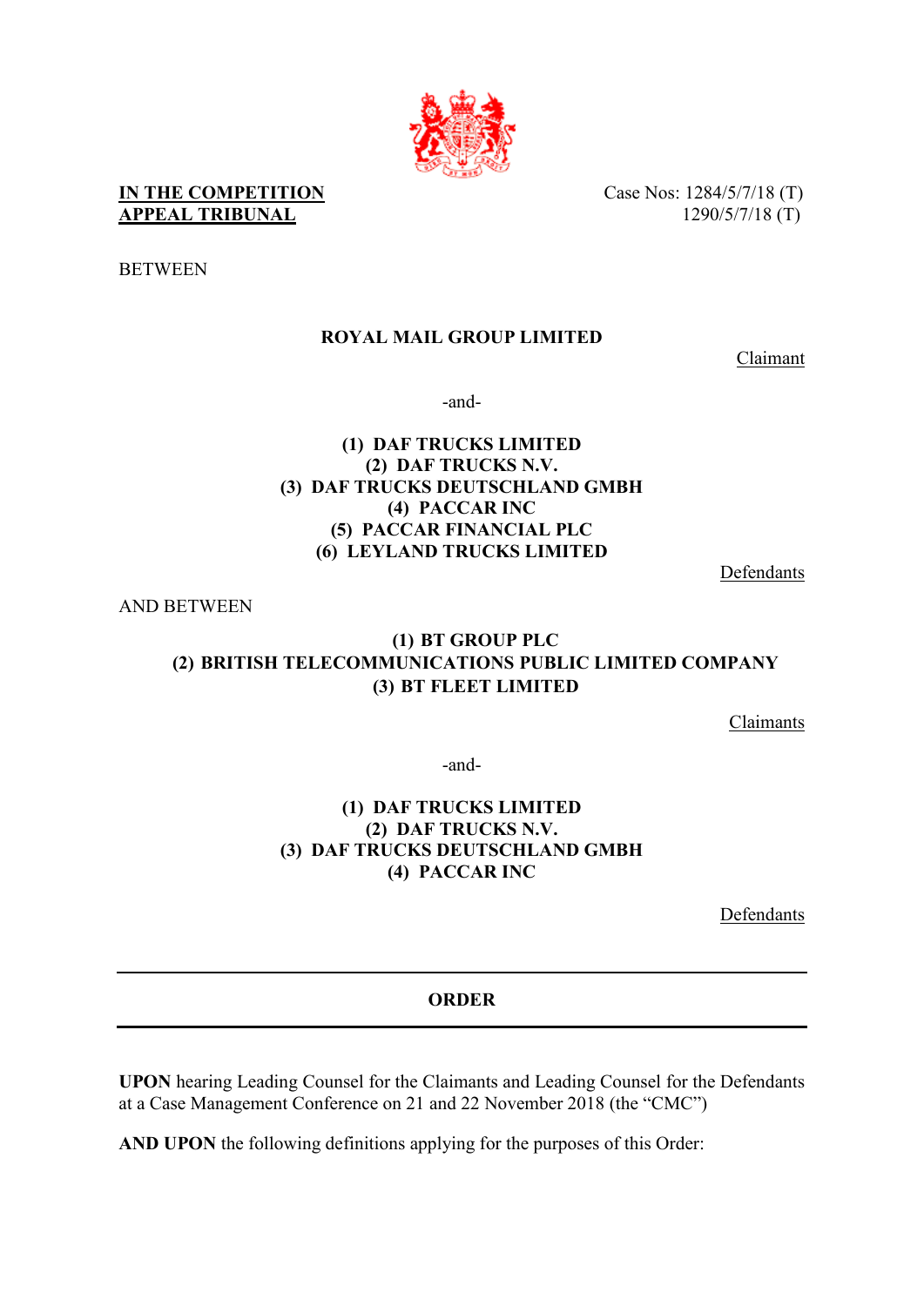**IN THE COMPETITION APPEAL TRIBUNAL**

Case Nos: 1284/5/7/18 (T)
1290/5/7/18 (T)

BETWEEN

**ROYAL MAIL GROUP LIMITED**

Claimant

-and-

**(1) DAF TRUCKS LIMITED**
**(2) DAF TRUCKS N.V.**
**(3) DAF TRUCKS DEUTSCHLAND GMBH**
**(4) PACCAR INC**
**(5) PACCAR FINANCIAL PLC**
**(6) LEYLAND TRUCKS LIMITED**

Defendants

AND BETWEEN

**(1) BT GROUP PLC**
**(2) BRITISH TELECOMMUNICATIONS PUBLIC LIMITED COMPANY**
**(3) BT FLEET LIMITED**

Claimants

-and-

**(1) DAF TRUCKS LIMITED**
**(2) DAF TRUCKS N.V.**
**(3) DAF TRUCKS DEUTSCHLAND GMBH**
**(4) PACCAR INC**

Defendants

---

**ORDER**

---

**UPON** hearing Leading Counsel for the Claimants and Leading Counsel for the Defendants at a Case Management Conference on 21 and 22 November 2018 (the "CMC")

**AND UPON** the following definitions applying for the purposes of this Order: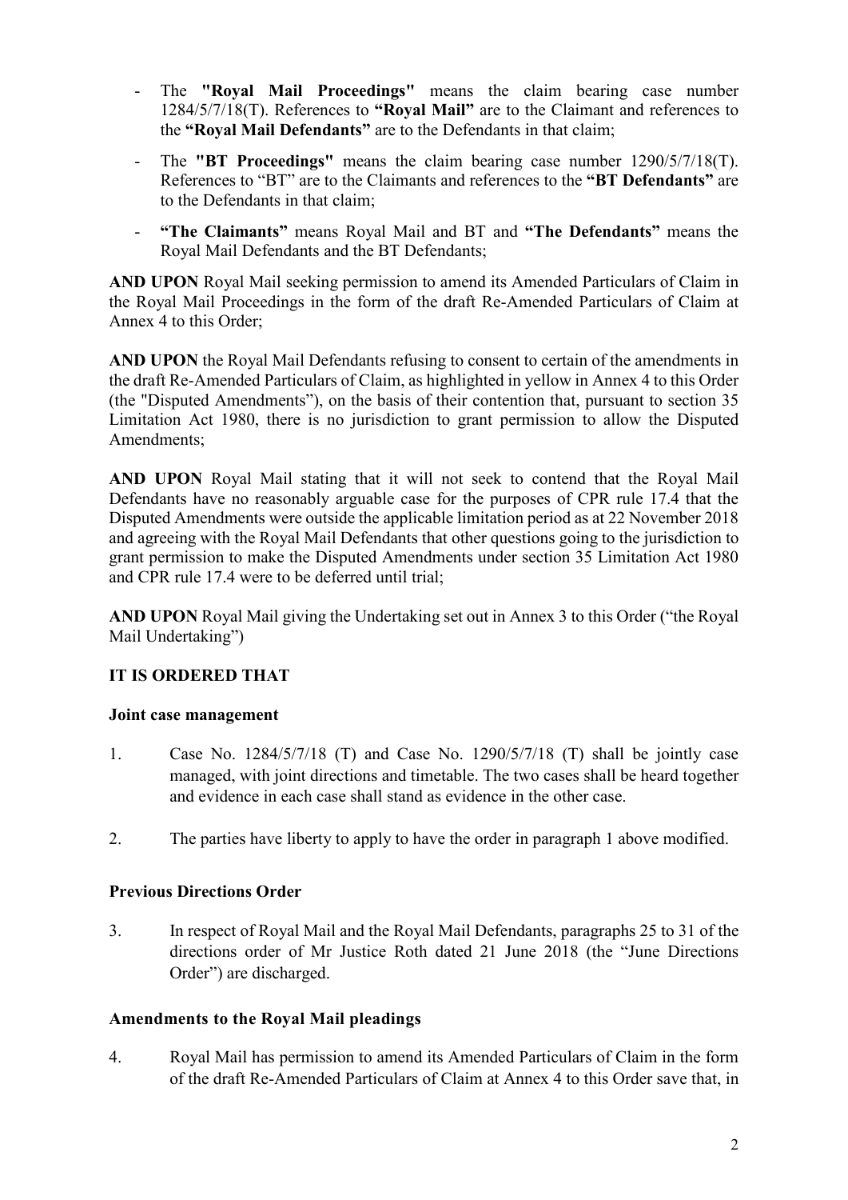- The **"Royal Mail Proceedings"** means the claim bearing case number 1284/5/7/18(T). References to **"Royal Mail"** are to the Claimant and references to the **"Royal Mail Defendants"** are to the Defendants in that claim;
- The **"BT Proceedings"** means the claim bearing case number 1290/5/7/18(T). References to "BT" are to the Claimants and references to the **"BT Defendants"** are to the Defendants in that claim;
- **"The Claimants"** means Royal Mail and BT and **"The Defendants"** means the Royal Mail Defendants and the BT Defendants;

**AND UPON** Royal Mail seeking permission to amend its Amended Particulars of Claim in the Royal Mail Proceedings in the form of the draft Re-Amended Particulars of Claim at Annex 4 to this Order;

**AND UPON** the Royal Mail Defendants refusing to consent to certain of the amendments in the draft Re-Amended Particulars of Claim, as highlighted in yellow in Annex 4 to this Order (the "Disputed Amendments"), on the basis of their contention that, pursuant to section 35 Limitation Act 1980, there is no jurisdiction to grant permission to allow the Disputed Amendments;

**AND UPON** Royal Mail stating that it will not seek to contend that the Royal Mail Defendants have no reasonably arguable case for the purposes of CPR rule 17.4 that the Disputed Amendments were outside the applicable limitation period as at 22 November 2018 and agreeing with the Royal Mail Defendants that other questions going to the jurisdiction to grant permission to make the Disputed Amendments under section 35 Limitation Act 1980 and CPR rule 17.4 were to be deferred until trial;

**AND UPON** Royal Mail giving the Undertaking set out in Annex 3 to this Order ("the Royal Mail Undertaking")

**IT IS ORDERED THAT**

**Joint case management**

1. Case No. 1284/5/7/18 (T) and Case No. 1290/5/7/18 (T) shall be jointly case managed, with joint directions and timetable. The two cases shall be heard together and evidence in each case shall stand as evidence in the other case.

2. The parties have liberty to apply to have the order in paragraph 1 above modified.

**Previous Directions Order**

3. In respect of Royal Mail and the Royal Mail Defendants, paragraphs 25 to 31 of the directions order of Mr Justice Roth dated 21 June 2018 (the "June Directions Order") are discharged.

**Amendments to the Royal Mail pleadings**

4. Royal Mail has permission to amend its Amended Particulars of Claim in the form of the draft Re-Amended Particulars of Claim at Annex 4 to this Order save that, in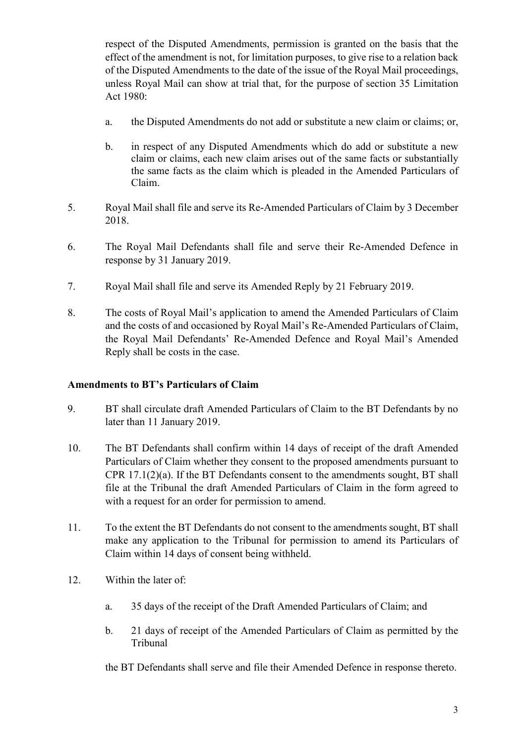respect of the Disputed Amendments, permission is granted on the basis that the effect of the amendment is not, for limitation purposes, to give rise to a relation back of the Disputed Amendments to the date of the issue of the Royal Mail proceedings, unless Royal Mail can show at trial that, for the purpose of section 35 Limitation Act 1980:

a. the Disputed Amendments do not add or substitute a new claim or claims; or,

b. in respect of any Disputed Amendments which do add or substitute a new claim or claims, each new claim arises out of the same facts or substantially the same facts as the claim which is pleaded in the Amended Particulars of Claim.

5. Royal Mail shall file and serve its Re-Amended Particulars of Claim by 3 December 2018.

6. The Royal Mail Defendants shall file and serve their Re-Amended Defence in response by 31 January 2019.

7. Royal Mail shall file and serve its Amended Reply by 21 February 2019.

8. The costs of Royal Mail's application to amend the Amended Particulars of Claim and the costs of and occasioned by Royal Mail's Re-Amended Particulars of Claim, the Royal Mail Defendants' Re-Amended Defence and Royal Mail's Amended Reply shall be costs in the case.

**Amendments to BT's Particulars of Claim**

9. BT shall circulate draft Amended Particulars of Claim to the BT Defendants by no later than 11 January 2019.

10. The BT Defendants shall confirm within 14 days of receipt of the draft Amended Particulars of Claim whether they consent to the proposed amendments pursuant to CPR 17.1(2)(a). If the BT Defendants consent to the amendments sought, BT shall file at the Tribunal the draft Amended Particulars of Claim in the form agreed to with a request for an order for permission to amend.

11. To the extent the BT Defendants do not consent to the amendments sought, BT shall make any application to the Tribunal for permission to amend its Particulars of Claim within 14 days of consent being withheld.

12. Within the later of:

    a. 35 days of the receipt of the Draft Amended Particulars of Claim; and

    b. 21 days of receipt of the Amended Particulars of Claim as permitted by the Tribunal

    the BT Defendants shall serve and file their Amended Defence in response thereto.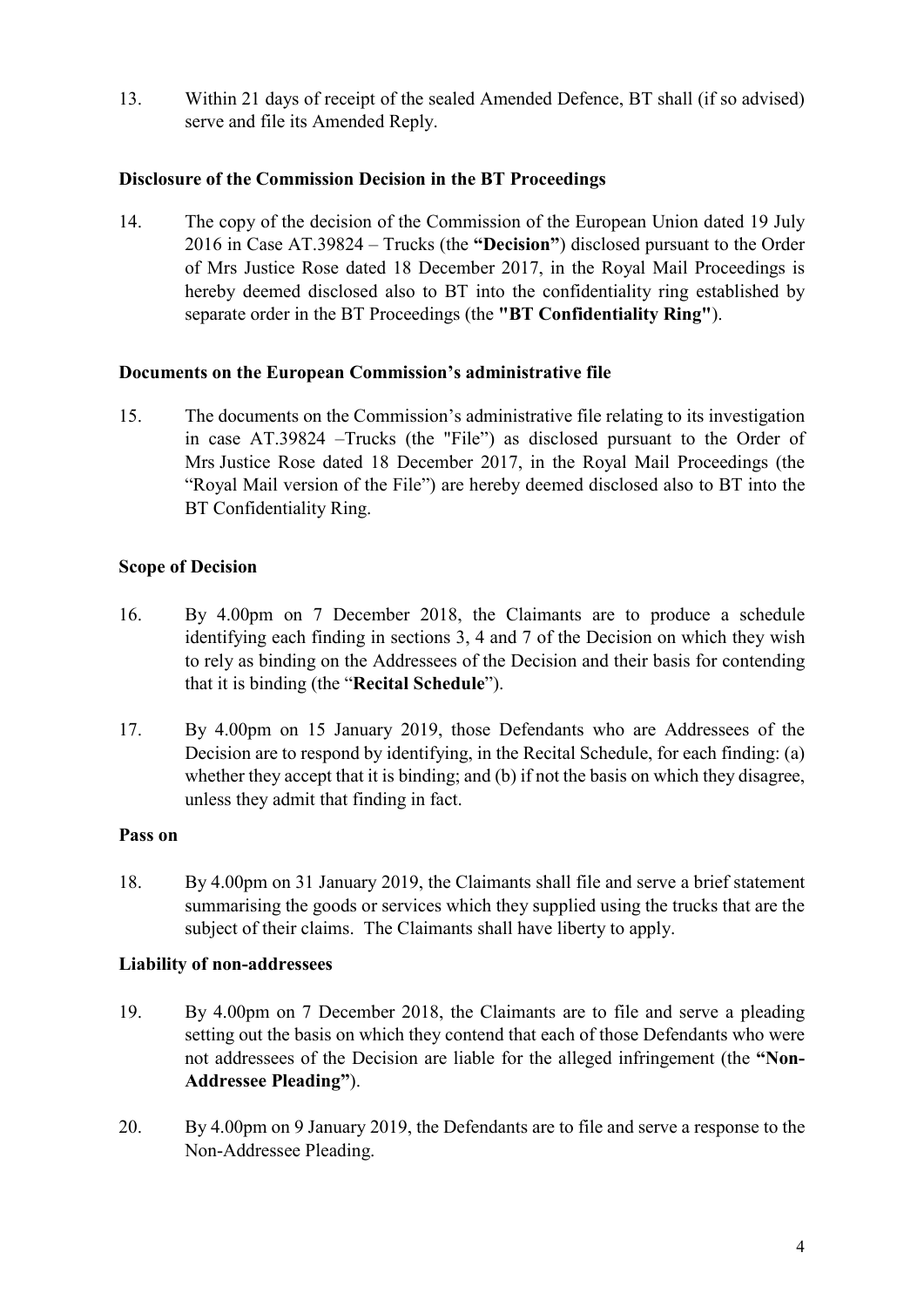13. Within 21 days of receipt of the sealed Amended Defence, BT shall (if so advised) serve and file its Amended Reply.

**Disclosure of the Commission Decision in the BT Proceedings**

14. The copy of the decision of the Commission of the European Union dated 19 July 2016 in Case AT.39824 – Trucks (the **"Decision"**) disclosed pursuant to the Order of Mrs Justice Rose dated 18 December 2017, in the Royal Mail Proceedings is hereby deemed disclosed also to BT into the confidentiality ring established by separate order in the BT Proceedings (the **"BT Confidentiality Ring"**).

**Documents on the European Commission's administrative file**

15. The documents on the Commission's administrative file relating to its investigation in case AT.39824 –Trucks (the "File") as disclosed pursuant to the Order of Mrs Justice Rose dated 18 December 2017, in the Royal Mail Proceedings (the "Royal Mail version of the File") are hereby deemed disclosed also to BT into the BT Confidentiality Ring.

**Scope of Decision**

16. By 4.00pm on 7 December 2018, the Claimants are to produce a schedule identifying each finding in sections 3, 4 and 7 of the Decision on which they wish to rely as binding on the Addressees of the Decision and their basis for contending that it is binding (the "**Recital Schedule**").

17. By 4.00pm on 15 January 2019, those Defendants who are Addressees of the Decision are to respond by identifying, in the Recital Schedule, for each finding: (a) whether they accept that it is binding; and (b) if not the basis on which they disagree, unless they admit that finding in fact.

**Pass on**

18. By 4.00pm on 31 January 2019, the Claimants shall file and serve a brief statement summarising the goods or services which they supplied using the trucks that are the subject of their claims. The Claimants shall have liberty to apply.

**Liability of non-addressees**

19. By 4.00pm on 7 December 2018, the Claimants are to file and serve a pleading setting out the basis on which they contend that each of those Defendants who were not addressees of the Decision are liable for the alleged infringement (the **"Non-Addressee Pleading"**).

20. By 4.00pm on 9 January 2019, the Defendants are to file and serve a response to the Non-Addressee Pleading.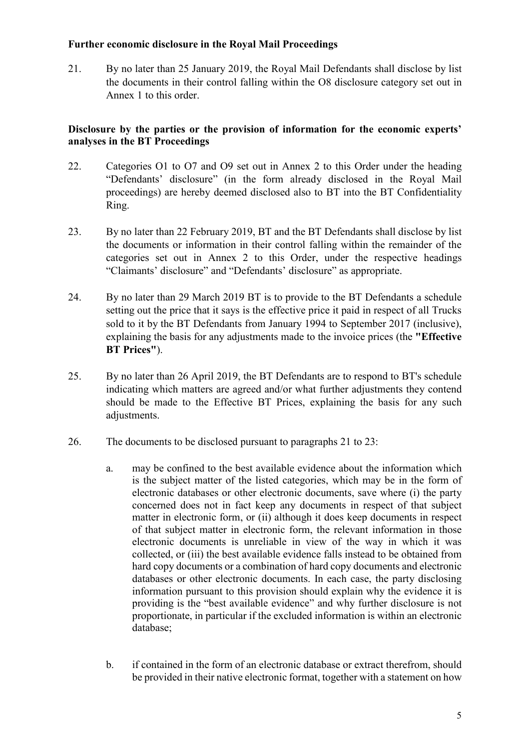**Further economic disclosure in the Royal Mail Proceedings**

21. By no later than 25 January 2019, the Royal Mail Defendants shall disclose by list the documents in their control falling within the O8 disclosure category set out in Annex 1 to this order.

**Disclosure by the parties or the provision of information for the economic experts' analyses in the BT Proceedings**

22. Categories O1 to O7 and O9 set out in Annex 2 to this Order under the heading "Defendants' disclosure" (in the form already disclosed in the Royal Mail proceedings) are hereby deemed disclosed also to BT into the BT Confidentiality Ring.

23. By no later than 22 February 2019, BT and the BT Defendants shall disclose by list the documents or information in their control falling within the remainder of the categories set out in Annex 2 to this Order, under the respective headings "Claimants' disclosure" and "Defendants' disclosure" as appropriate.

24. By no later than 29 March 2019 BT is to provide to the BT Defendants a schedule setting out the price that it says is the effective price it paid in respect of all Trucks sold to it by the BT Defendants from January 1994 to September 2017 (inclusive), explaining the basis for any adjustments made to the invoice prices (the **"Effective BT Prices"**).

25. By no later than 26 April 2019, the BT Defendants are to respond to BT's schedule indicating which matters are agreed and/or what further adjustments they contend should be made to the Effective BT Prices, explaining the basis for any such adjustments.

26. The documents to be disclosed pursuant to paragraphs 21 to 23:

    a. may be confined to the best available evidence about the information which is the subject matter of the listed categories, which may be in the form of electronic databases or other electronic documents, save where (i) the party concerned does not in fact keep any documents in respect of that subject matter in electronic form, or (ii) although it does keep documents in respect of that subject matter in electronic form, the relevant information in those electronic documents is unreliable in view of the way in which it was collected, or (iii) the best available evidence falls instead to be obtained from hard copy documents or a combination of hard copy documents and electronic databases or other electronic documents. In each case, the party disclosing information pursuant to this provision should explain why the evidence it is providing is the "best available evidence" and why further disclosure is not proportionate, in particular if the excluded information is within an electronic database;

    b. if contained in the form of an electronic database or extract therefrom, should be provided in their native electronic format, together with a statement on how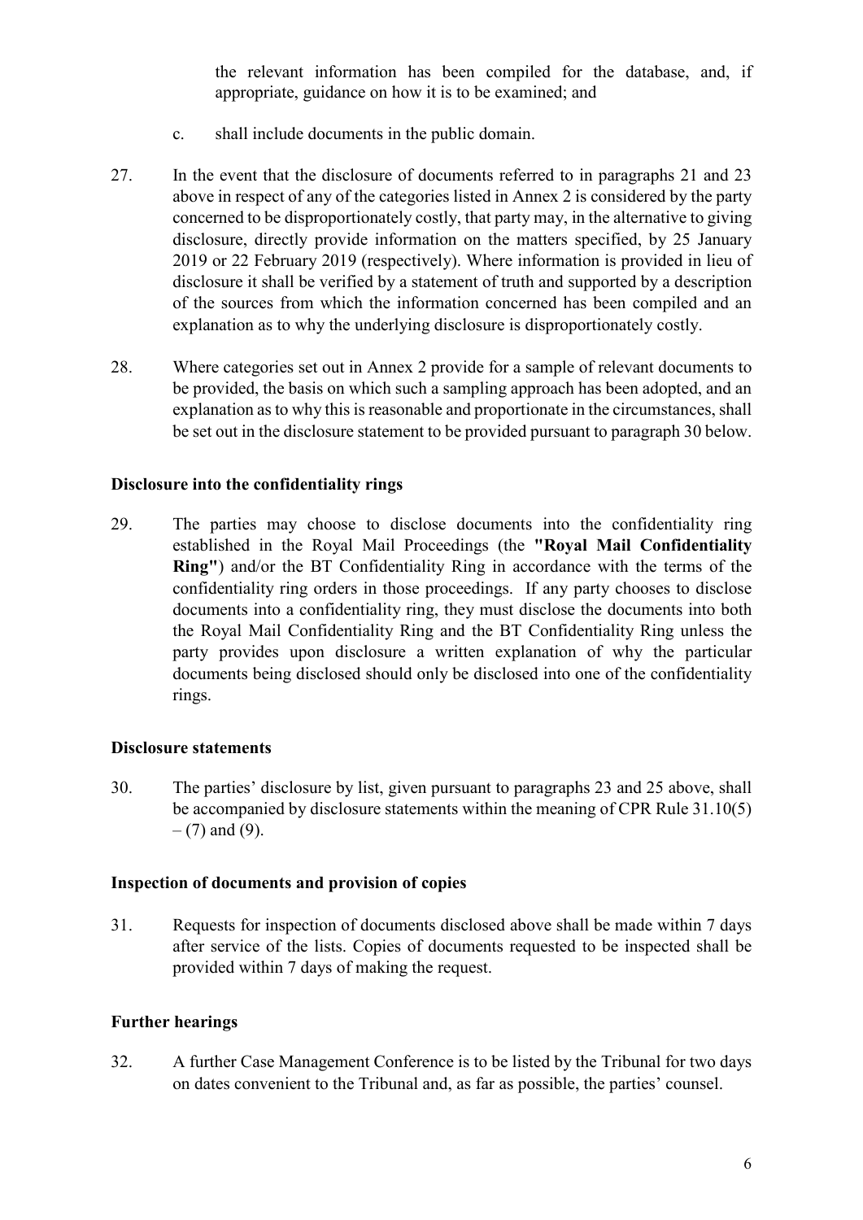the relevant information has been compiled for the database, and, if appropriate, guidance on how it is to be examined; and

c. shall include documents in the public domain.

27. In the event that the disclosure of documents referred to in paragraphs 21 and 23 above in respect of any of the categories listed in Annex 2 is considered by the party concerned to be disproportionately costly, that party may, in the alternative to giving disclosure, directly provide information on the matters specified, by 25 January 2019 or 22 February 2019 (respectively). Where information is provided in lieu of disclosure it shall be verified by a statement of truth and supported by a description of the sources from which the information concerned has been compiled and an explanation as to why the underlying disclosure is disproportionately costly.

28. Where categories set out in Annex 2 provide for a sample of relevant documents to be provided, the basis on which such a sampling approach has been adopted, and an explanation as to why this is reasonable and proportionate in the circumstances, shall be set out in the disclosure statement to be provided pursuant to paragraph 30 below.

**Disclosure into the confidentiality rings**

29. The parties may choose to disclose documents into the confidentiality ring established in the Royal Mail Proceedings (the **"Royal Mail Confidentiality Ring"**) and/or the BT Confidentiality Ring in accordance with the terms of the confidentiality ring orders in those proceedings. If any party chooses to disclose documents into a confidentiality ring, they must disclose the documents into both the Royal Mail Confidentiality Ring and the BT Confidentiality Ring unless the party provides upon disclosure a written explanation of why the particular documents being disclosed should only be disclosed into one of the confidentiality rings.

**Disclosure statements**

30. The parties' disclosure by list, given pursuant to paragraphs 23 and 25 above, shall be accompanied by disclosure statements within the meaning of CPR Rule 31.10(5) – (7) and (9).

**Inspection of documents and provision of copies**

31. Requests for inspection of documents disclosed above shall be made within 7 days after service of the lists. Copies of documents requested to be inspected shall be provided within 7 days of making the request.

**Further hearings**

32. A further Case Management Conference is to be listed by the Tribunal for two days on dates convenient to the Tribunal and, as far as possible, the parties' counsel.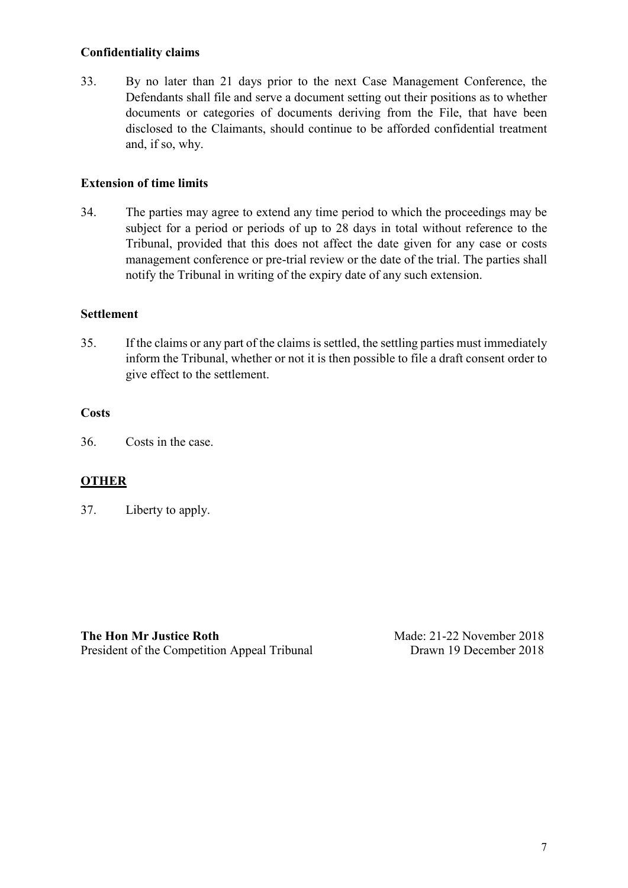**Confidentiality claims**

33. By no later than 21 days prior to the next Case Management Conference, the Defendants shall file and serve a document setting out their positions as to whether documents or categories of documents deriving from the File, that have been disclosed to the Claimants, should continue to be afforded confidential treatment and, if so, why.

**Extension of time limits**

34. The parties may agree to extend any time period to which the proceedings may be subject for a period or periods of up to 28 days in total without reference to the Tribunal, provided that this does not affect the date given for any case or costs management conference or pre-trial review or the date of the trial. The parties shall notify the Tribunal in writing of the expiry date of any such extension.

**Settlement**

35. If the claims or any part of the claims is settled, the settling parties must immediately inform the Tribunal, whether or not it is then possible to file a draft consent order to give effect to the settlement.

**Costs**

36. Costs in the case.

**OTHER**

37. Liberty to apply.

**The Hon Mr Justice Roth**
President of the Competition Appeal Tribunal

Made: 21-22 November 2018
Drawn 19 December 2018